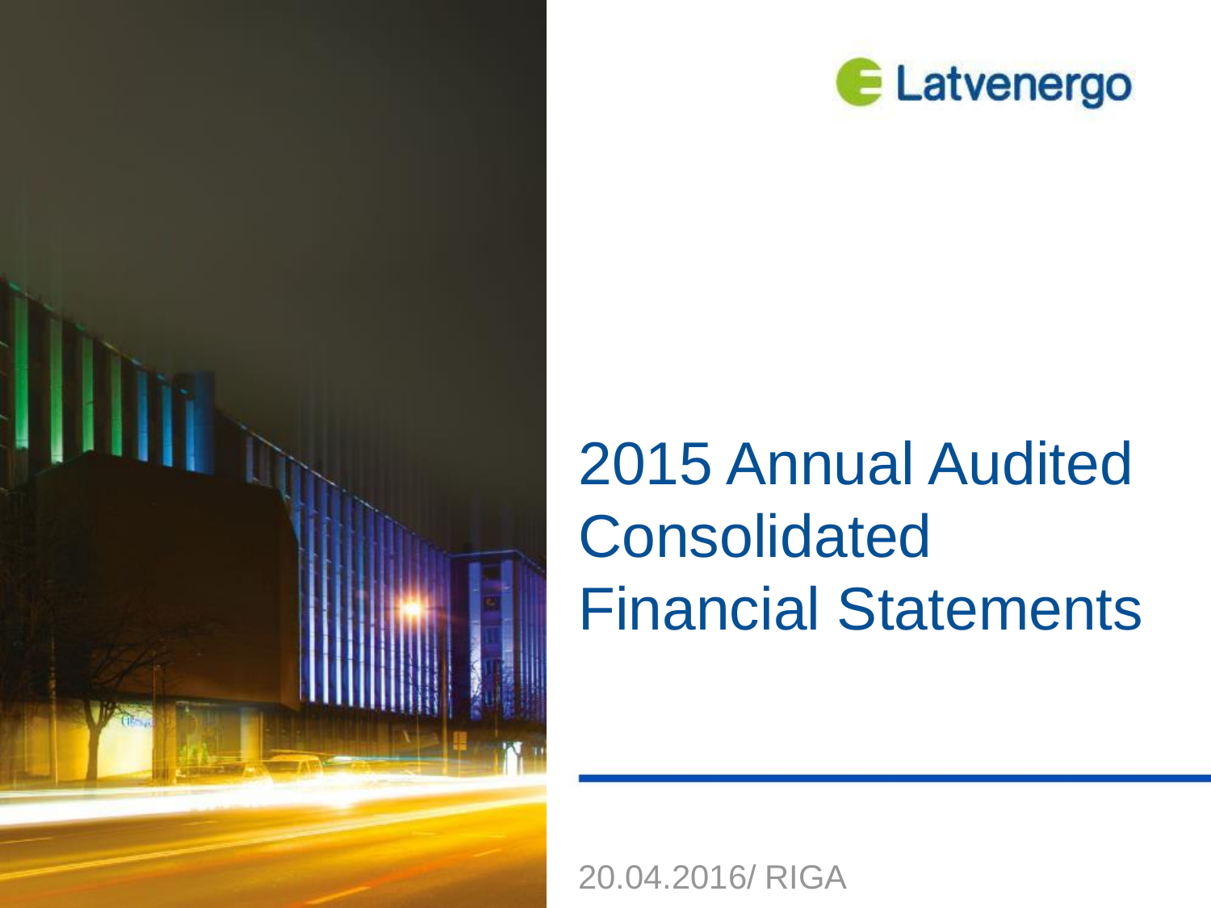Latvenergo

# 2015 Annual Audited Consolidated Financial Statements

20.04.2016/ RIGA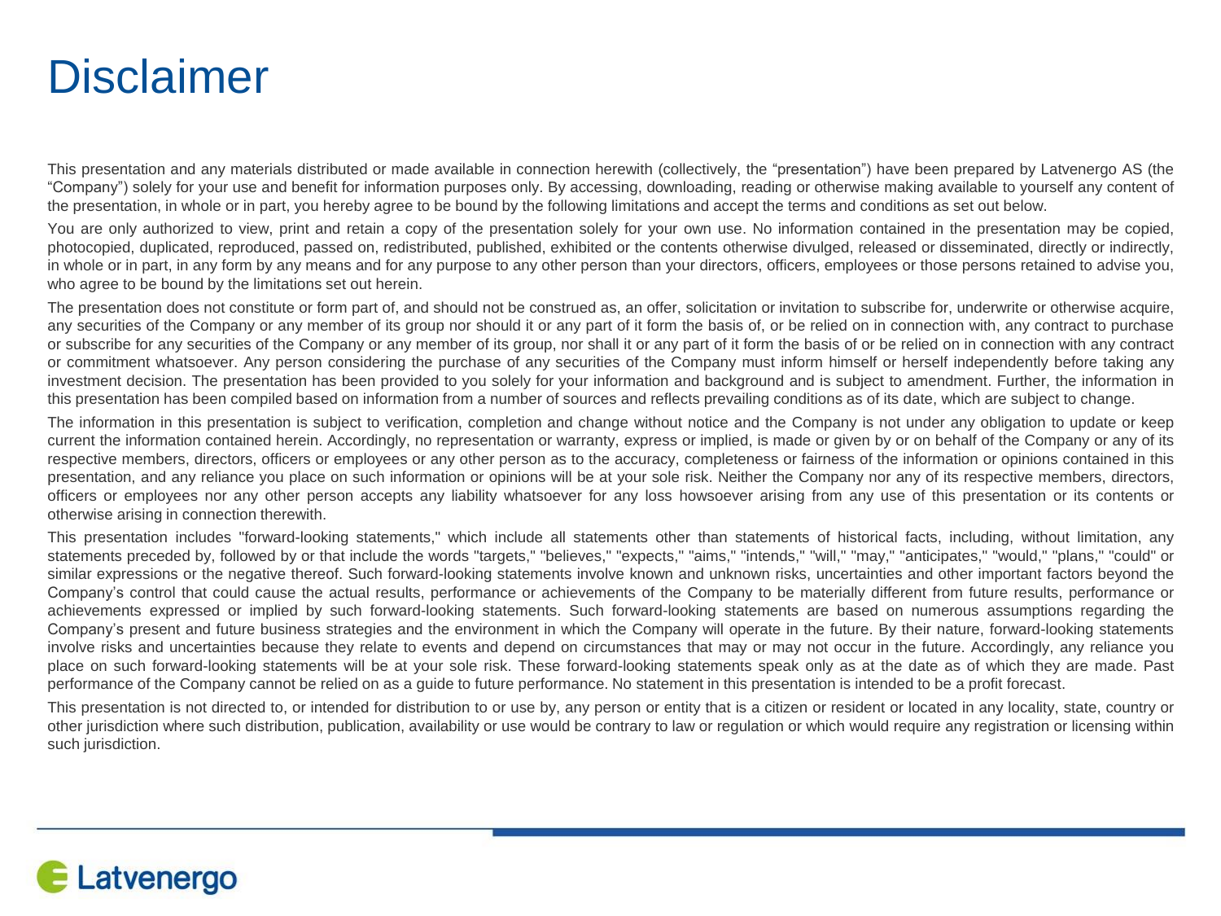# Disclaimer

This presentation and any materials distributed or made available in connection herewith (collectively, the “presentation”) have been prepared by Latvenergo AS (the “Company”) solely for your use and benefit for information purposes only. By accessing, downloading, reading or otherwise making available to yourself any content of the presentation, in whole or in part, you hereby agree to be bound by the following limitations and accept the terms and conditions as set out below.

You are only authorized to view, print and retain a copy of the presentation solely for your own use. No information contained in the presentation may be copied, photocopied, duplicated, reproduced, passed on, redistributed, published, exhibited or the contents otherwise divulged, released or disseminated, directly or indirectly, in whole or in part, in any form by any means and for any purpose to any other person than your directors, officers, employees or those persons retained to advise you, who agree to be bound by the limitations set out herein.

The presentation does not constitute or form part of, and should not be construed as, an offer, solicitation or invitation to subscribe for, underwrite or otherwise acquire, any securities of the Company or any member of its group nor should it or any part of it form the basis of, or be relied on in connection with, any contract to purchase or subscribe for any securities of the Company or any member of its group, nor shall it or any part of it form the basis of or be relied on in connection with any contract or commitment whatsoever. Any person considering the purchase of any securities of the Company must inform himself or herself independently before taking any investment decision. The presentation has been provided to you solely for your information and background and is subject to amendment. Further, the information in this presentation has been compiled based on information from a number of sources and reflects prevailing conditions as of its date, which are subject to change.

The information in this presentation is subject to verification, completion and change without notice and the Company is not under any obligation to update or keep current the information contained herein. Accordingly, no representation or warranty, express or implied, is made or given by or on behalf of the Company or any of its respective members, directors, officers or employees or any other person as to the accuracy, completeness or fairness of the information or opinions contained in this presentation, and any reliance you place on such information or opinions will be at your sole risk. Neither the Company nor any of its respective members, directors, officers or employees nor any other person accepts any liability whatsoever for any loss howsoever arising from any use of this presentation or its contents or otherwise arising in connection therewith.

This presentation includes "forward-looking statements," which include all statements other than statements of historical facts, including, without limitation, any statements preceded by, followed by or that include the words "targets," "believes," "expects," "aims," "intends," "will," "may," "anticipates," "would," "plans," "could" or similar expressions or the negative thereof. Such forward-looking statements involve known and unknown risks, uncertainties and other important factors beyond the Company’s control that could cause the actual results, performance or achievements of the Company to be materially different from future results, performance or achievements expressed or implied by such forward-looking statements. Such forward-looking statements are based on numerous assumptions regarding the Company’s present and future business strategies and the environment in which the Company will operate in the future. By their nature, forward-looking statements involve risks and uncertainties because they relate to events and depend on circumstances that may or may not occur in the future. Accordingly, any reliance you place on such forward-looking statements will be at your sole risk. These forward-looking statements speak only as at the date as of which they are made. Past performance of the Company cannot be relied on as a guide to future performance. No statement in this presentation is intended to be a profit forecast.

This presentation is not directed to, or intended for distribution to or use by, any person or entity that is a citizen or resident or located in any locality, state, country or other jurisdiction where such distribution, publication, availability or use would be contrary to law or regulation or which would require any registration or licensing within such jurisdiction.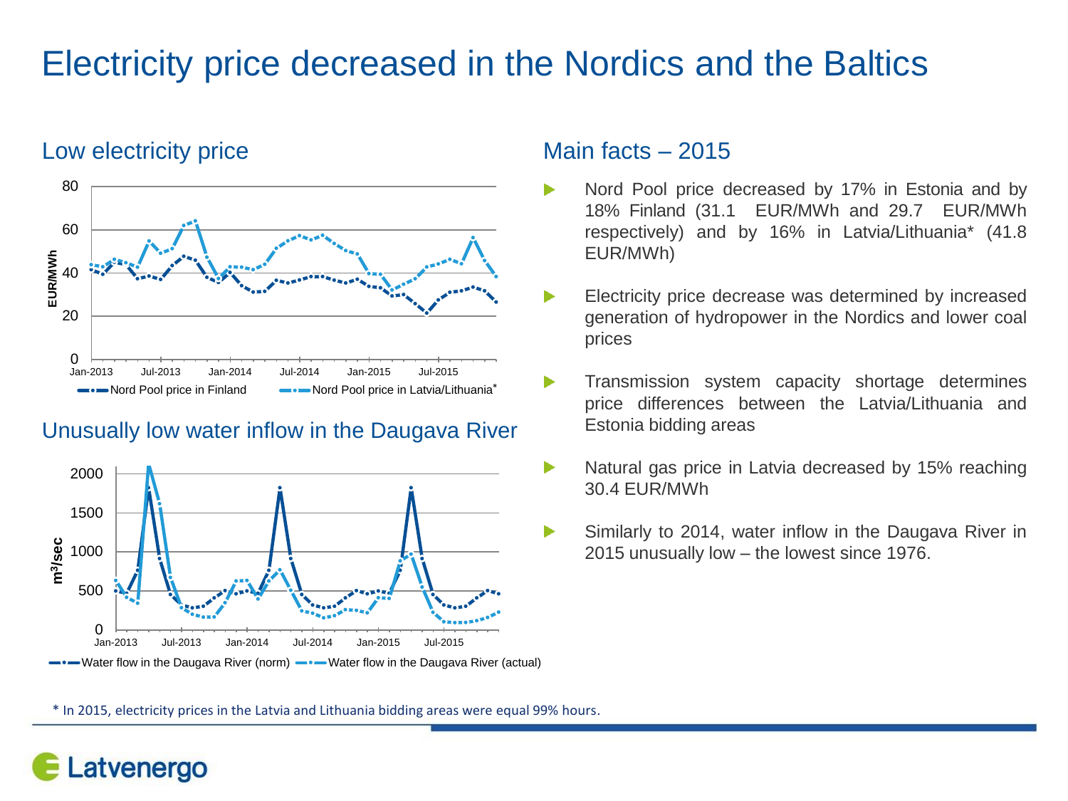# Electricity price decreased in the Nordics and the Baltics

## Low electricity price

EUR/MWh

Jan-2013 Jul-2013 Jan-2014 Jul-2014 Jan-2015 Jul-2015

Nord Pool price in Finland — Nord Pool price in Latvia/Lithuania*

## Unusually low water inflow in the Daugava River

$m^3$/sec

Jan-2013 Jul-2013 Jan-2014 Jul-2014 Jan-2015 Jul-2015

Water flow in the Daugava River (norm) — Water flow in the Daugava River (actual)

## Main facts – 2015

- Nord Pool price decreased by 17% in Estonia and by 18% Finland (31.1 EUR/MWh and 29.7 EUR/MWh respectively) and by 16% in Latvia/Lithuania* (41.8 EUR/MWh)
- Electricity price decrease was determined by increased generation of hydropower in the Nordics and lower coal prices
- Transmission system capacity shortage determines price differences between the Latvia/Lithuania and Estonia bidding areas
- Natural gas price in Latvia decreased by 15% reaching 30.4 EUR/MWh
- Similarly to 2014, water inflow in the Daugava River in 2015 unusually low – the lowest since 1976.

\* In 2015, electricity prices in the Latvia and Lithuania bidding areas were equal 99% hours.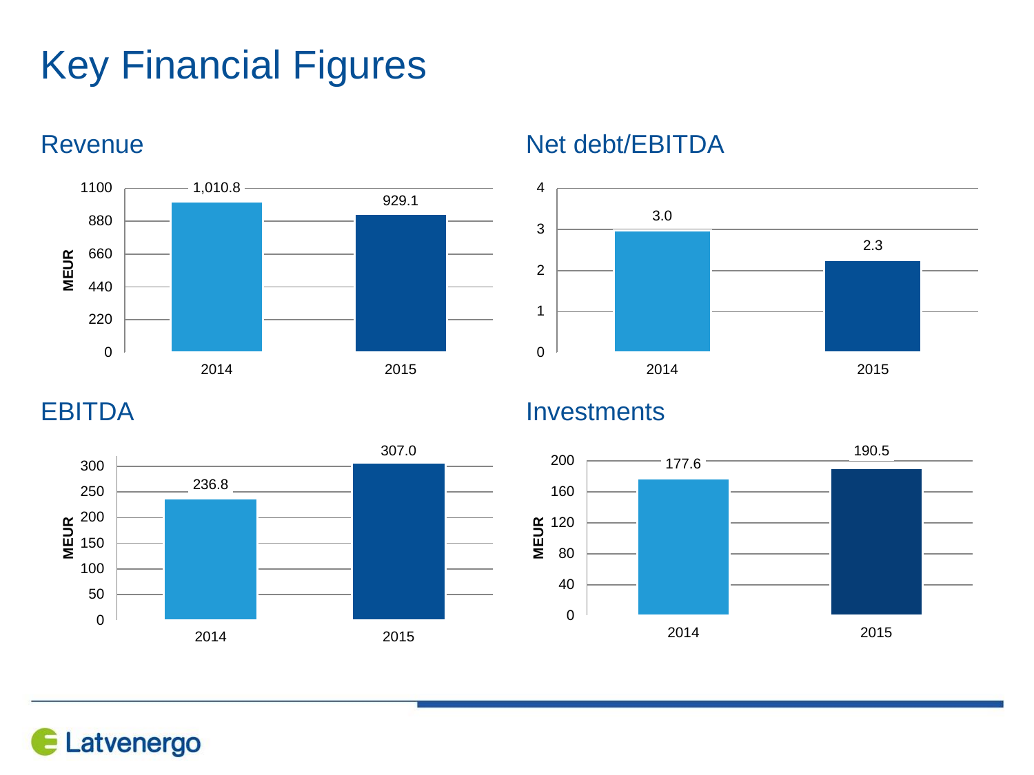# Key Financial Figures

## Revenue

| MEUR | 2014 | 2015 |
|---|---|---|
| Revenue | 1,010.8 | 929.1 |

## Net debt/EBITDA

| | 2014 | 2015 |
|---|---|---|
| Net debt/EBITDA | 3.0 | 2.3 |

## EBITDA

| MEUR | 2014 | 2015 |
|---|---|---|
| EBITDA | 236.8 | 307.0 |

## Investments

| MEUR | 2014 | 2015 |
|---|---|---|
| Investments | 177.6 | 190.5 |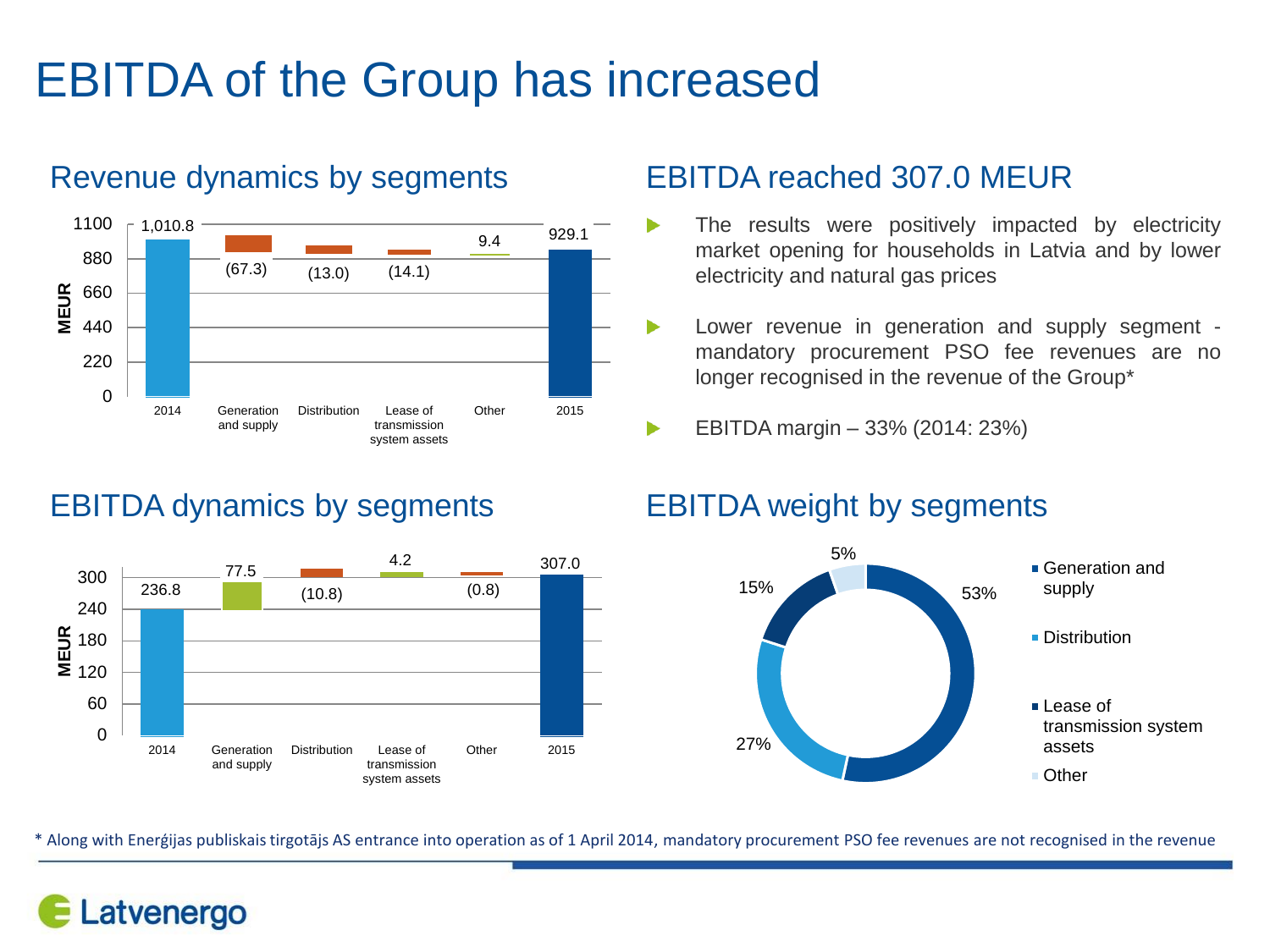# EBITDA of the Group has increased

## Revenue dynamics by segments

| | 2014 | Generation and supply | Distribution | Lease of transmission system assets | Other | 2015 |
|---|---|---|---|---|---|---|
| MEUR | 1,010.8 | (67.3) | (13.0) | (14.1) | 9.4 | 929.1 |

## EBITDA reached 307.0 MEUR

- The results were positively impacted by electricity market opening for households in Latvia and by lower electricity and natural gas prices
- Lower revenue in generation and supply segment - mandatory procurement PSO fee revenues are no longer recognised in the revenue of the Group*
- EBITDA margin – 33% (2014: 23%)

## EBITDA dynamics by segments

| | 2014 | Generation and supply | Distribution | Lease of transmission system assets | Other | 2015 |
|---|---|---|---|---|---|---|
| MEUR | 236.8 | 77.5 | (10.8) | 4.2 | (0.8) | 307.0 |

## EBITDA weight by segments

| Segment | Weight |
|---|---|
| Generation and supply | 53% |
| Distribution | 27% |
| Lease of transmission system assets | 15% |
| Other | 5% |

\* Along with Enerģijas publiskais tirgotājs AS entrance into operation as of 1 April 2014, mandatory procurement PSO fee revenues are not recognised in the revenue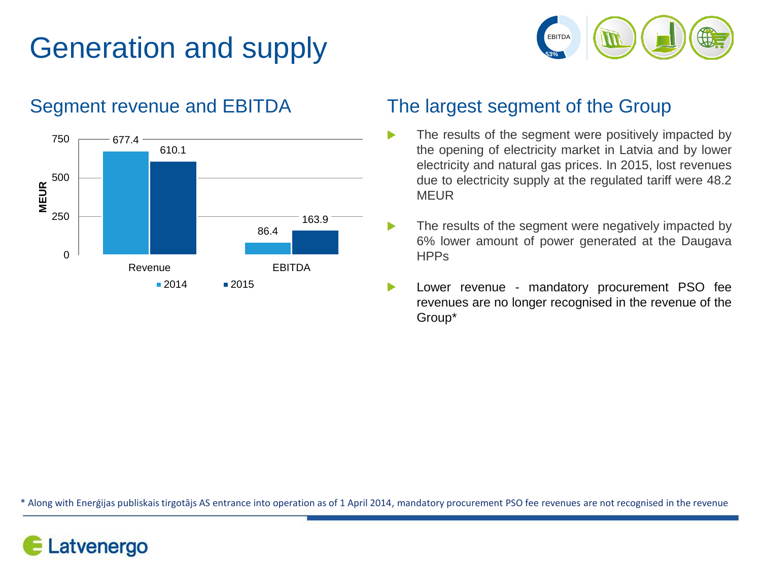# Generation and supply

## Segment revenue and EBITDA

| MEUR | 2014 | 2015 |
| --- | --- | --- |
| Revenue | 677.4 | 610.1 |
| EBITDA | 86.4 | 163.9 |

## The largest segment of the Group

- The results of the segment were positively impacted by the opening of electricity market in Latvia and by lower electricity and natural gas prices. In 2015, lost revenues due to electricity supply at the regulated tariff were 48.2 MEUR
- The results of the segment were negatively impacted by 6% lower amount of power generated at the Daugava HPPs
- Lower revenue - mandatory procurement PSO fee revenues are no longer recognised in the revenue of the Group*

\* Along with Enerģijas publiskais tirgotājs AS entrance into operation as of 1 April 2014, mandatory procurement PSO fee revenues are not recognised in the revenue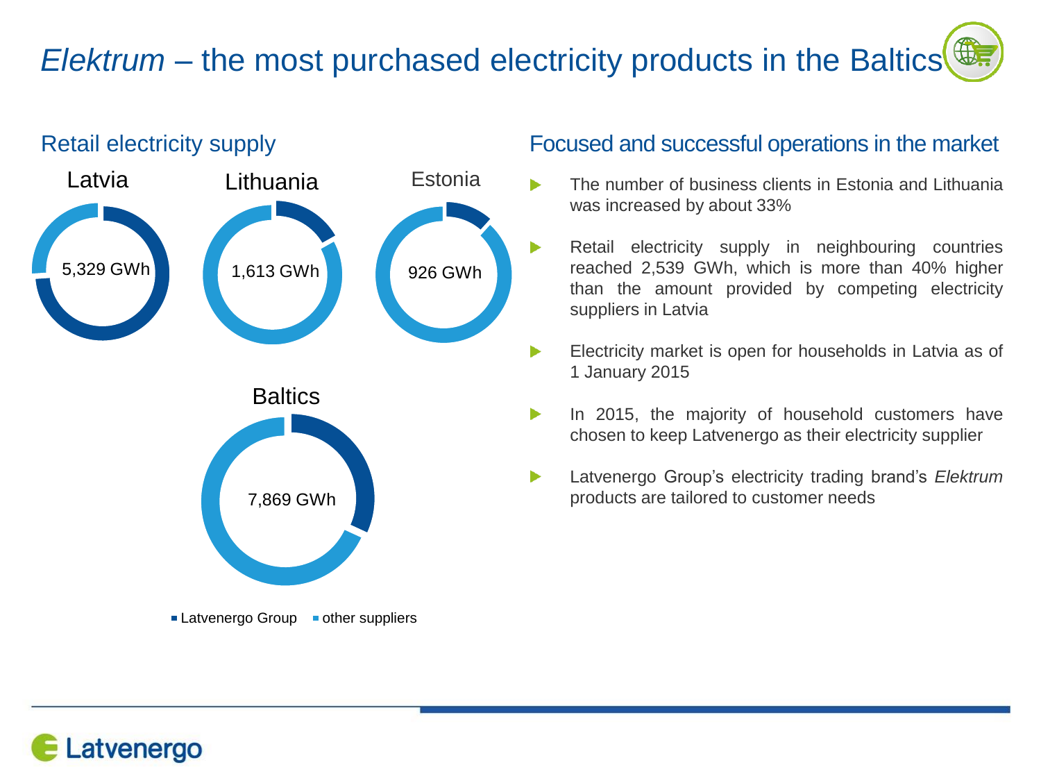# *Elektrum* – the most purchased electricity products in the Baltics

## Retail electricity supply

Latvia

5,329 GWh

Lithuania

1,613 GWh

Estonia

926 GWh

Baltics

7,869 GWh

▪ Latvenergo Group ▪ other suppliers

## Focused and successful operations in the market

- The number of business clients in Estonia and Lithuania was increased by about 33%
- Retail electricity supply in neighbouring countries reached 2,539 GWh, which is more than 40% higher than the amount provided by competing electricity suppliers in Latvia
- Electricity market is open for households in Latvia as of 1 January 2015
- In 2015, the majority of household customers have chosen to keep Latvenergo as their electricity supplier
- Latvenergo Group's electricity trading brand's *Elektrum* products are tailored to customer needs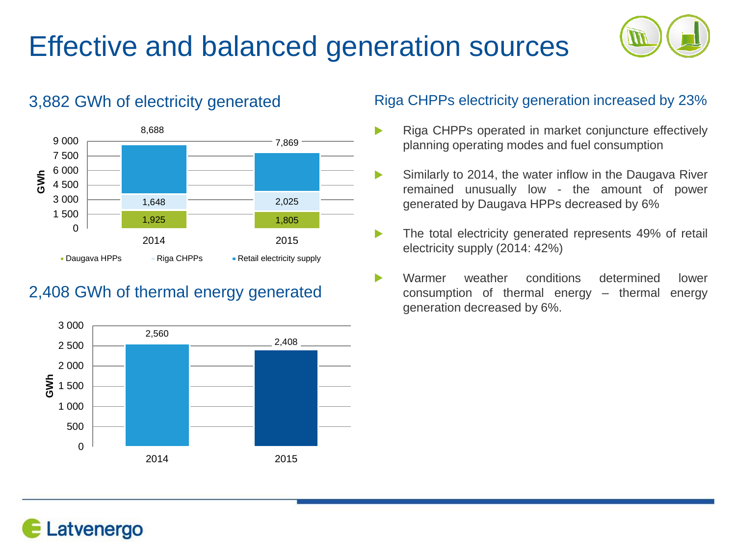# Effective and balanced generation sources

## 3,882 GWh of electricity generated

| GWh | 2014 | 2015 |
|---|---|---|
| Daugava HPPs | 1,925 | 1,805 |
| Riga CHPPs | 1,648 | 2,025 |
| Retail electricity supply | 8,688 | 7,869 |

## 2,408 GWh of thermal energy generated

| GWh | 2014 | 2015 |
|---|---|---|
| Thermal energy | 2,560 | 2,408 |

## Riga CHPPs electricity generation increased by 23%

- Riga CHPPs operated in market conjuncture effectively planning operating modes and fuel consumption
- Similarly to 2014, the water inflow in the Daugava River remained unusually low - the amount of power generated by Daugava HPPs decreased by 6%
- The total electricity generated represents 49% of retail electricity supply (2014: 42%)
- Warmer weather conditions determined lower consumption of thermal energy – thermal energy generation decreased by 6%.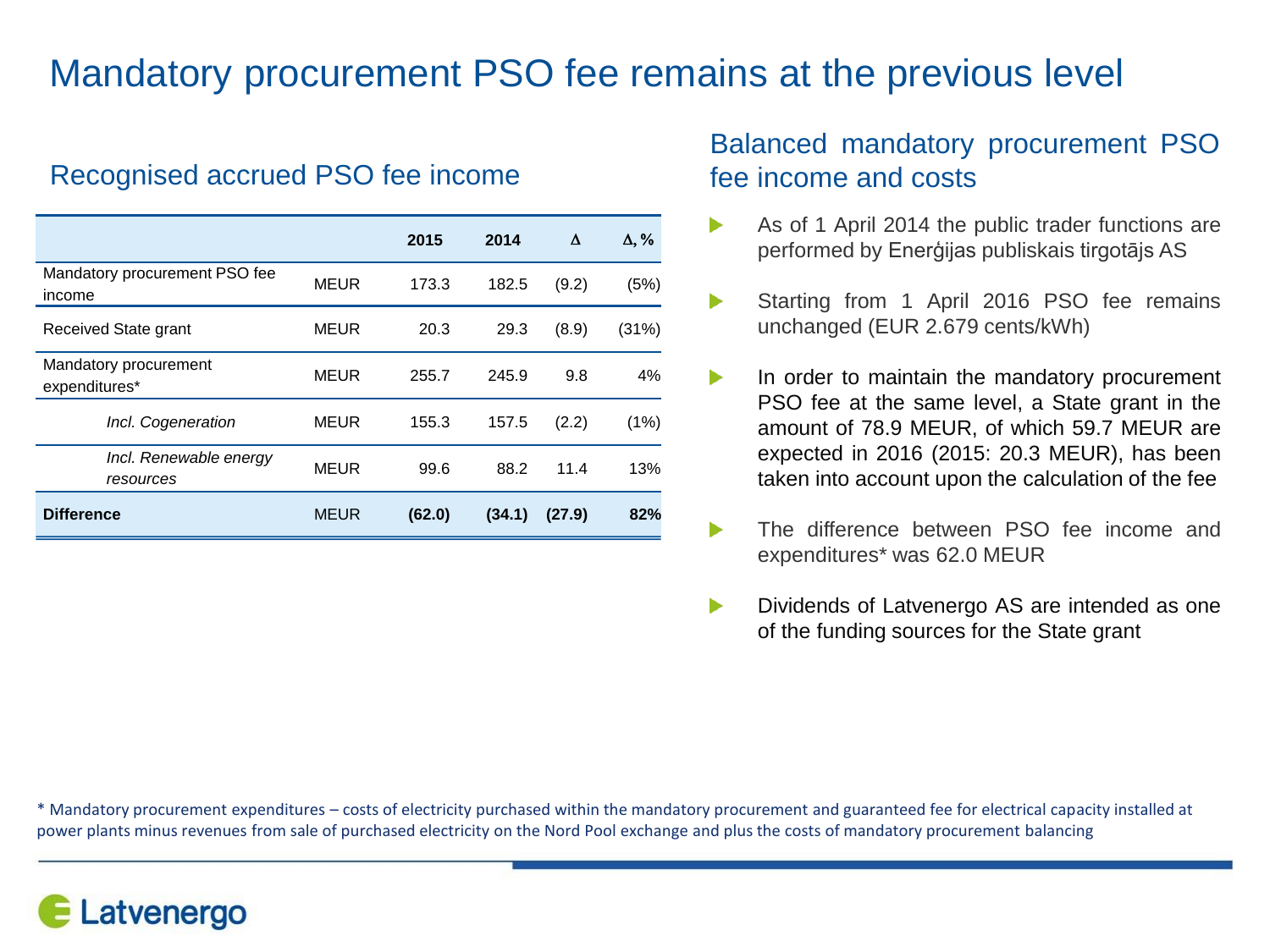# Mandatory procurement PSO fee remains at the previous level

## Recognised accrued PSO fee income

| | | 2015 | 2014 | Δ | Δ, % |
|---|---|---|---|---|---|
| Mandatory procurement PSO fee income | MEUR | 173.3 | 182.5 | (9.2) | (5%) |
| Received State grant | MEUR | 20.3 | 29.3 | (8.9) | (31%) |
| Mandatory procurement expenditures* | MEUR | 255.7 | 245.9 | 9.8 | 4% |
| *Incl. Cogeneration* | MEUR | 155.3 | 157.5 | (2.2) | (1%) |
| *Incl. Renewable energy resources* | MEUR | 99.6 | 88.2 | 11.4 | 13% |
| **Difference** | MEUR | **(62.0)** | **(34.1)** | **(27.9)** | **82%** |

## Balanced mandatory procurement PSO fee income and costs

- As of 1 April 2014 the public trader functions are performed by Enerģijas publiskais tirgotājs AS
- Starting from 1 April 2016 PSO fee remains unchanged (EUR 2.679 cents/kWh)
- In order to maintain the mandatory procurement PSO fee at the same level, a State grant in the amount of 78.9 MEUR, of which 59.7 MEUR are expected in 2016 (2015: 20.3 MEUR), has been taken into account upon the calculation of the fee
- The difference between PSO fee income and expenditures* was 62.0 MEUR
- Dividends of Latvenergo AS are intended as one of the funding sources for the State grant

\* Mandatory procurement expenditures – costs of electricity purchased within the mandatory procurement and guaranteed fee for electrical capacity installed at power plants minus revenues from sale of purchased electricity on the Nord Pool exchange and plus the costs of mandatory procurement balancing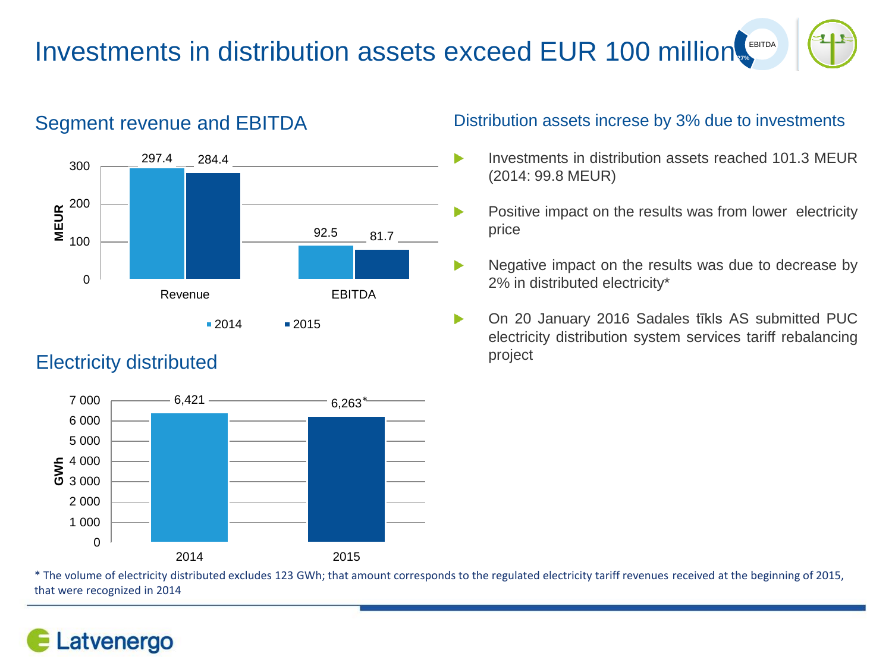# Investments in distribution assets exceed EUR 100 million

## Segment revenue and EBITDA

| MEUR | 2014 | 2015 |
| --- | --- | --- |
| Revenue | 297.4 | 284.4 |
| EBITDA | 92.5 | 81.7 |

## Electricity distributed

| GWh | 2014 | 2015 |
| --- | --- | --- |
| Electricity distributed | 6,421 | 6,263* |

## Distribution assets increse by 3% due to investments

- Investments in distribution assets reached 101.3 MEUR (2014: 99.8 MEUR)
- Positive impact on the results was from lower electricity price
- Negative impact on the results was due to decrease by 2% in distributed electricity*
- On 20 January 2016 Sadales tīkls AS submitted PUC electricity distribution system services tariff rebalancing project

* The volume of electricity distributed excludes 123 GWh; that amount corresponds to the regulated electricity tariff revenues received at the beginning of 2015, that were recognized in 2014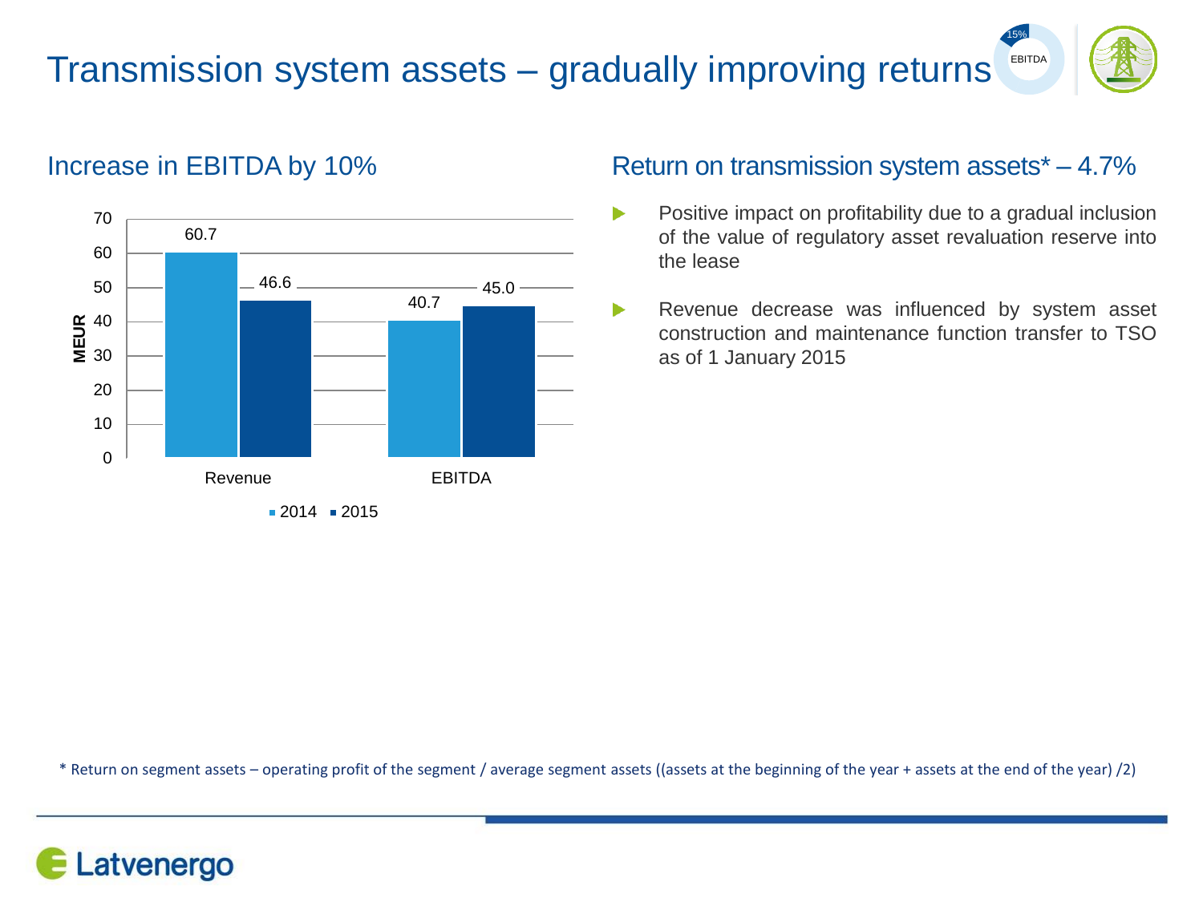# Transmission system assets – gradually improving returns

15% EBITDA

## Increase in EBITDA by 10%

| MEUR | 2014 | 2015 |
|---|---|---|
| Revenue | 60.7 | 46.6 |
| EBITDA | 40.7 | 45.0 |

## Return on transmission system assets* – 4.7%

- Positive impact on profitability due to a gradual inclusion of the value of regulatory asset revaluation reserve into the lease
- Revenue decrease was influenced by system asset construction and maintenance function transfer to TSO as of 1 January 2015

* Return on segment assets – operating profit of the segment / average segment assets ((assets at the beginning of the year + assets at the end of the year) /2)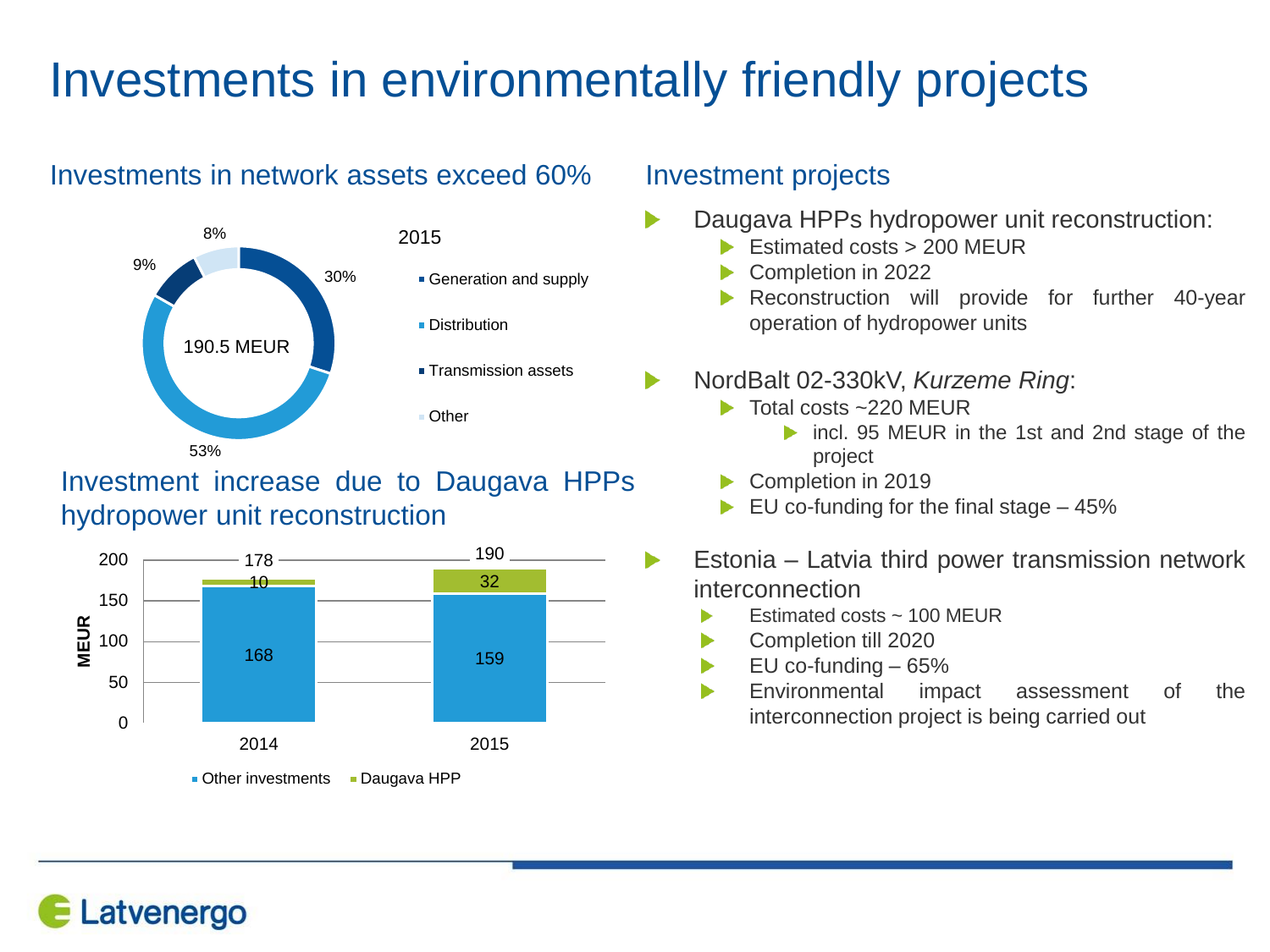# Investments in environmentally friendly projects

## Investments in network assets exceed 60%

2015

190.5 MEUR

| Category | Share |
|---|---|
| Generation and supply | 30% |
| Distribution | 53% |
| Transmission assets | 9% |
| Other | 8% |

## Investment increase due to Daugava HPPs hydropower unit reconstruction

| MEUR | 2014 | 2015 |
|---|---|---|
| Other investments | 168 | 159 |
| Daugava HPP | 10 | 32 |
| Total | 178 | 190 |

## Investment projects

- Daugava HPPs hydropower unit reconstruction:
  - Estimated costs > 200 MEUR
  - Completion in 2022
  - Reconstruction will provide for further 40-year operation of hydropower units
- NordBalt 02-330kV, *Kurzeme Ring*:
  - Total costs ~220 MEUR
    - incl. 95 MEUR in the 1st and 2nd stage of the project
  - Completion in 2019
  - EU co-funding for the final stage – 45%
- Estonia – Latvia third power transmission network interconnection
  - Estimated costs ~ 100 MEUR
  - Completion till 2020
  - EU co-funding – 65%
  - Environmental impact assessment of the interconnection project is being carried out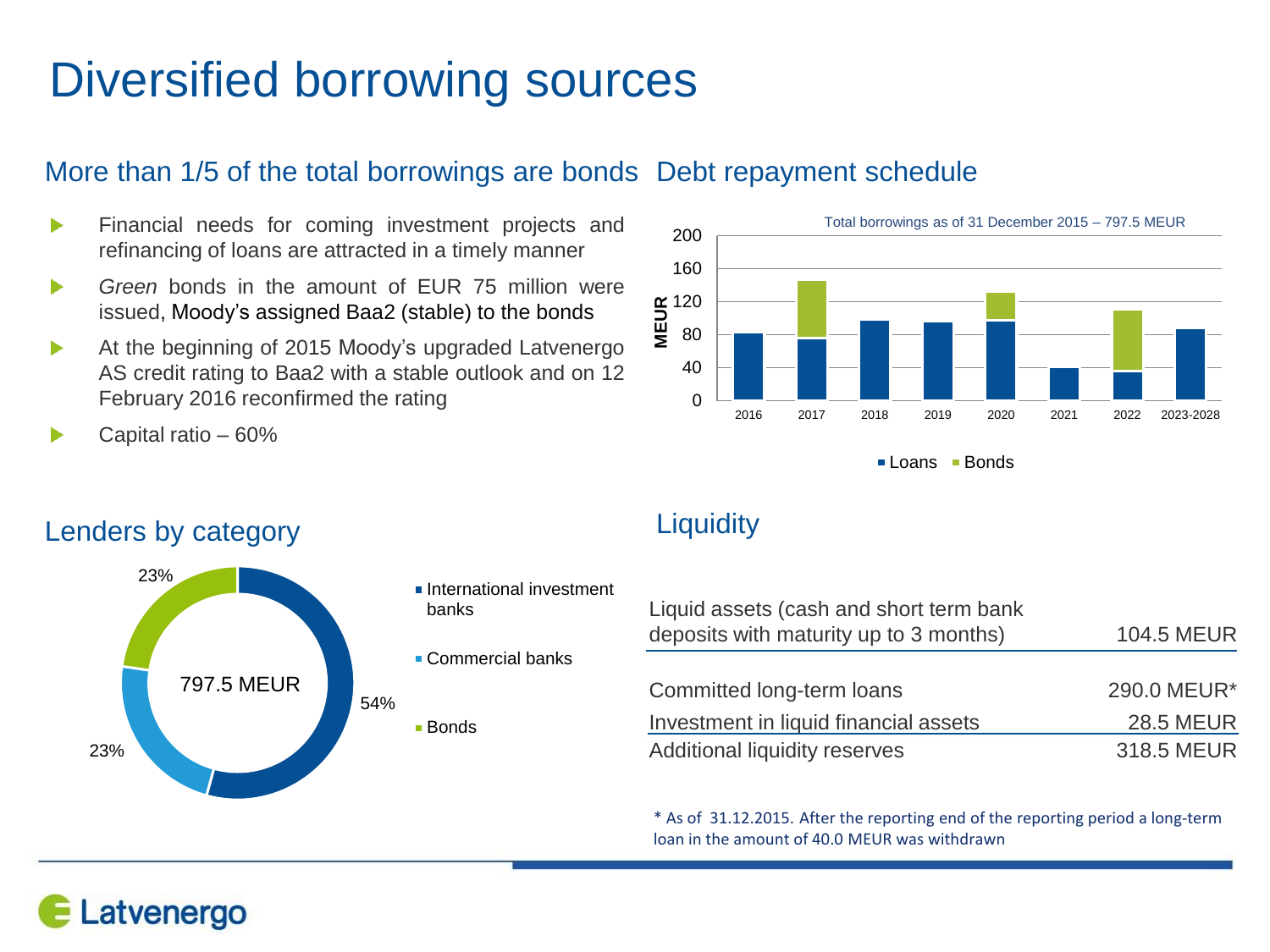# Diversified borrowing sources

## More than 1/5 of the total borrowings are bonds

- Financial needs for coming investment projects and refinancing of loans are attracted in a timely manner
- *Green* bonds in the amount of EUR 75 million were issued, Moody's assigned Baa2 (stable) to the bonds
- At the beginning of 2015 Moody's upgraded Latvenergo AS credit rating to Baa2 with a stable outlook and on 12 February 2016 reconfirmed the rating
- Capital ratio – 60%

## Debt repayment schedule

Total borrowings as of 31 December 2015 – 797.5 MEUR

MEUR

2016, 2017, 2018, 2019, 2020, 2021, 2022, 2023-2028

Loans, Bonds

## Lenders by category

797.5 MEUR

- International investment banks – 54%
- Commercial banks – 23%
- Bonds – 23%

## Liquidity

| | |
|---|---|
| Liquid assets (cash and short term bank deposits with maturity up to 3 months) | 104.5 MEUR |
| Committed long-term loans | 290.0 MEUR* |
| Investment in liquid financial assets | 28.5 MEUR |
| Additional liquidity reserves | 318.5 MEUR |

\* As of 31.12.2015. After the reporting end of the reporting period a long-term loan in the amount of 40.0 MEUR was withdrawn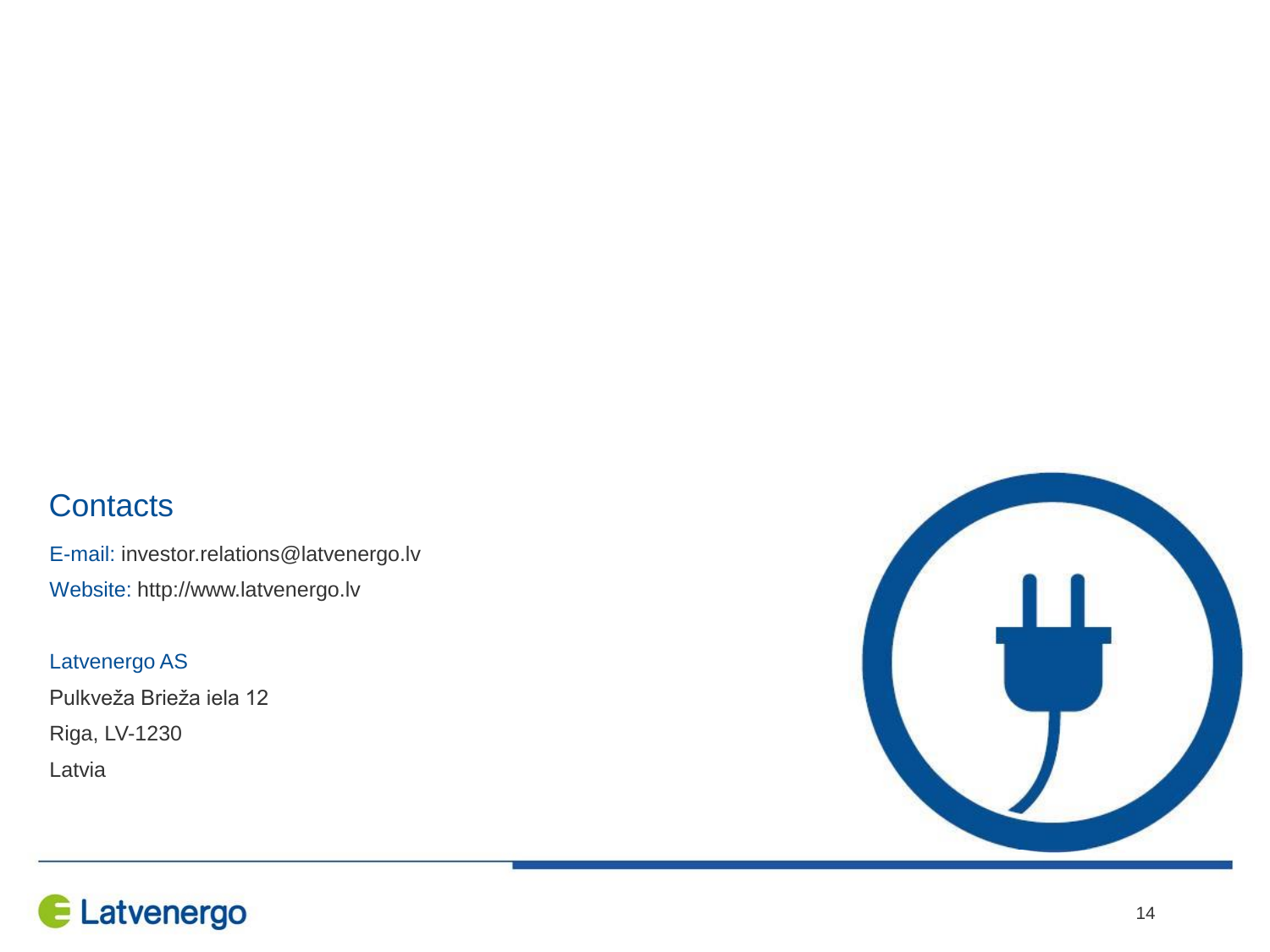## Contacts

E-mail: investor.relations@latvenergo.lv

Website: http://www.latvenergo.lv

Latvenergo AS

Pulkveža Brieža iela 12

Riga, LV-1230

Latvia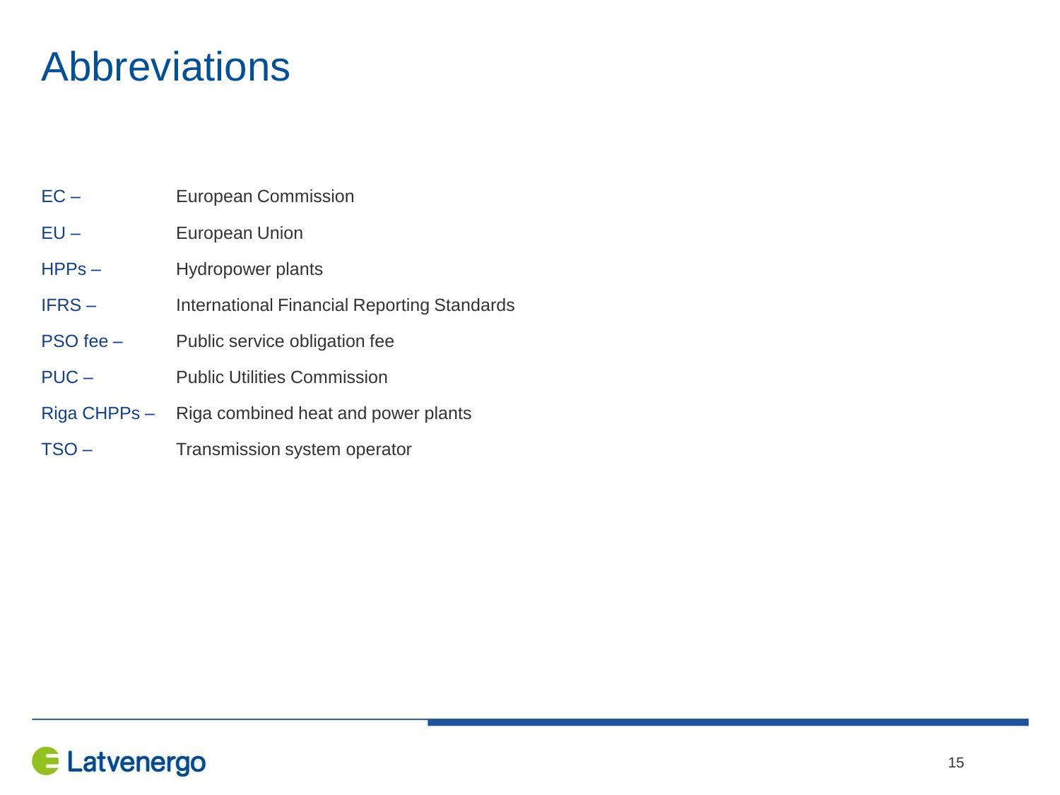# Abbreviations

EC – European Commission

EU – European Union

HPPs – Hydropower plants

IFRS – International Financial Reporting Standards

PSO fee – Public service obligation fee

PUC – Public Utilities Commission

Riga CHPPs – Riga combined heat and power plants

TSO – Transmission system operator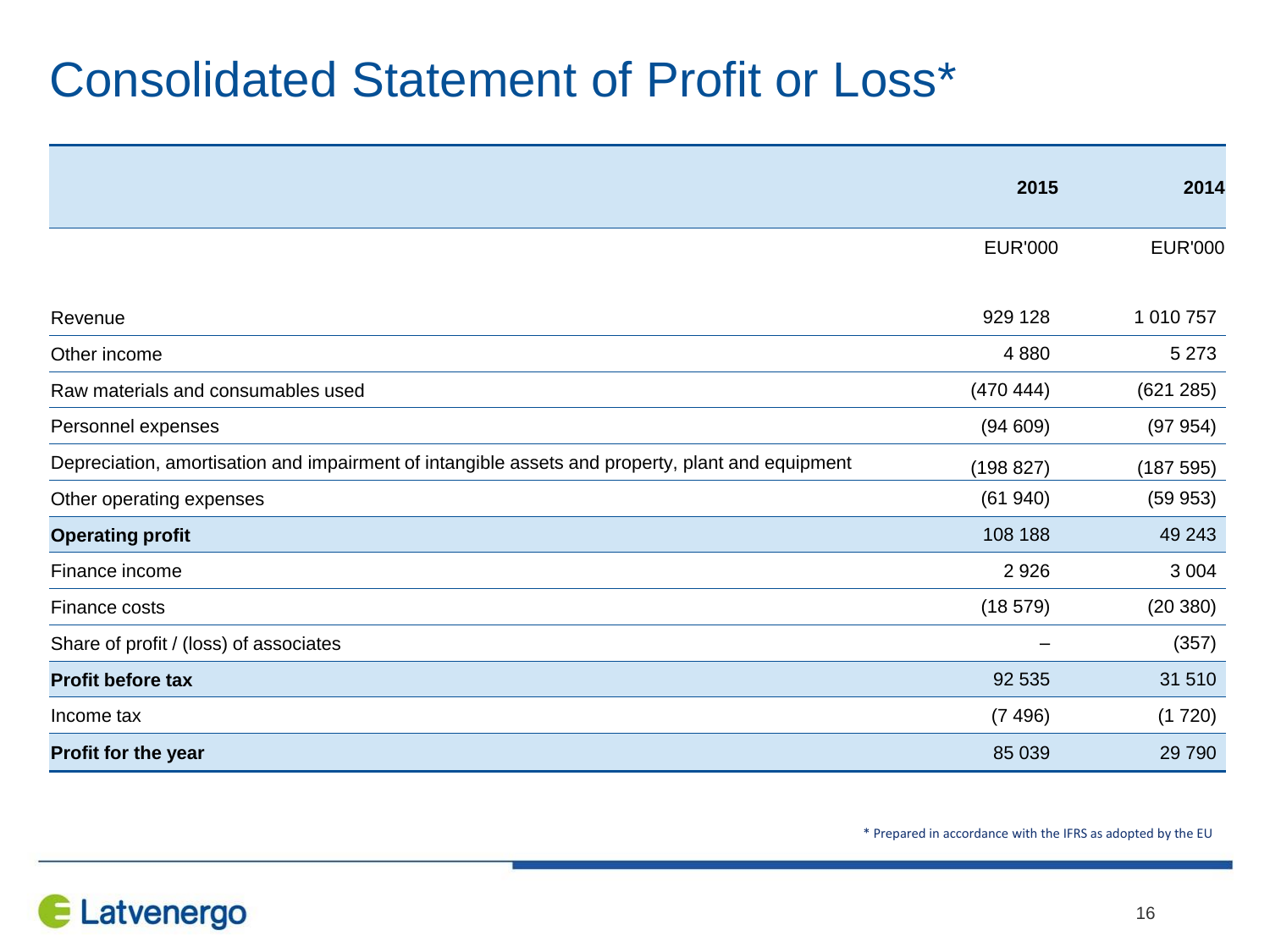# Consolidated Statement of Profit or Loss*

| | 2015 | 2014 |
|---|---|---|
| | EUR'000 | EUR'000 |
| Revenue | 929 128 | 1 010 757 |
| Other income | 4 880 | 5 273 |
| Raw materials and consumables used | (470 444) | (621 285) |
| Personnel expenses | (94 609) | (97 954) |
| Depreciation, amortisation and impairment of intangible assets and property, plant and equipment | (198 827) | (187 595) |
| Other operating expenses | (61 940) | (59 953) |
| **Operating profit** | 108 188 | 49 243 |
| Finance income | 2 926 | 3 004 |
| Finance costs | (18 579) | (20 380) |
| Share of profit / (loss) of associates | – | (357) |
| **Profit before tax** | 92 535 | 31 510 |
| Income tax | (7 496) | (1 720) |
| **Profit for the year** | 85 039 | 29 790 |

* Prepared in accordance with the IFRS as adopted by the EU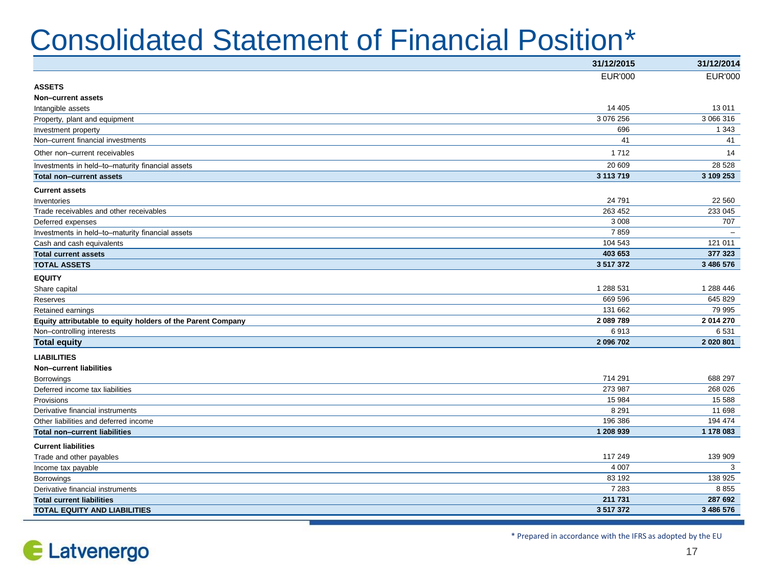# Consolidated Statement of Financial Position*

| | 31/12/2015 | 31/12/2014 |
|---|---|---|
| | EUR'000 | EUR'000 |
| **ASSETS** | | |
| **Non–current assets** | | |
| Intangible assets | 14 405 | 13 011 |
| Property, plant and equipment | 3 076 256 | 3 066 316 |
| Investment property | 696 | 1 343 |
| Non–current financial investments | 41 | 41 |
| Other non–current receivables | 1 712 | 14 |
| Investments in held–to–maturity financial assets | 20 609 | 28 528 |
| **Total non–current assets** | **3 113 719** | **3 109 253** |
| **Current assets** | | |
| Inventories | 24 791 | 22 560 |
| Trade receivables and other receivables | 263 452 | 233 045 |
| Deferred expenses | 3 008 | 707 |
| Investments in held–to–maturity financial assets | 7 859 | – |
| Cash and cash equivalents | 104 543 | 121 011 |
| **Total current assets** | **403 653** | **377 323** |
| **TOTAL ASSETS** | **3 517 372** | **3 486 576** |
| **EQUITY** | | |
| Share capital | 1 288 531 | 1 288 446 |
| Reserves | 669 596 | 645 829 |
| Retained earnings | 131 662 | 79 995 |
| **Equity attributable to equity holders of the Parent Company** | **2 089 789** | **2 014 270** |
| Non–controlling interests | 6 913 | 6 531 |
| **Total equity** | **2 096 702** | **2 020 801** |
| **LIABILITIES** | | |
| **Non–current liabilities** | | |
| Borrowings | 714 291 | 688 297 |
| Deferred income tax liabilities | 273 987 | 268 026 |
| Provisions | 15 984 | 15 588 |
| Derivative financial instruments | 8 291 | 11 698 |
| Other liabilities and deferred income | 196 386 | 194 474 |
| **Total non–current liabilities** | **1 208 939** | **1 178 083** |
| **Current liabilities** | | |
| Trade and other payables | 117 249 | 139 909 |
| Income tax payable | 4 007 | 3 |
| Borrowings | 83 192 | 138 925 |
| Derivative financial instruments | 7 283 | 8 855 |
| **Total current liabilities** | **211 731** | **287 692** |
| **TOTAL EQUITY AND LIABILITIES** | **3 517 372** | **3 486 576** |

* Prepared in accordance with the IFRS as adopted by the EU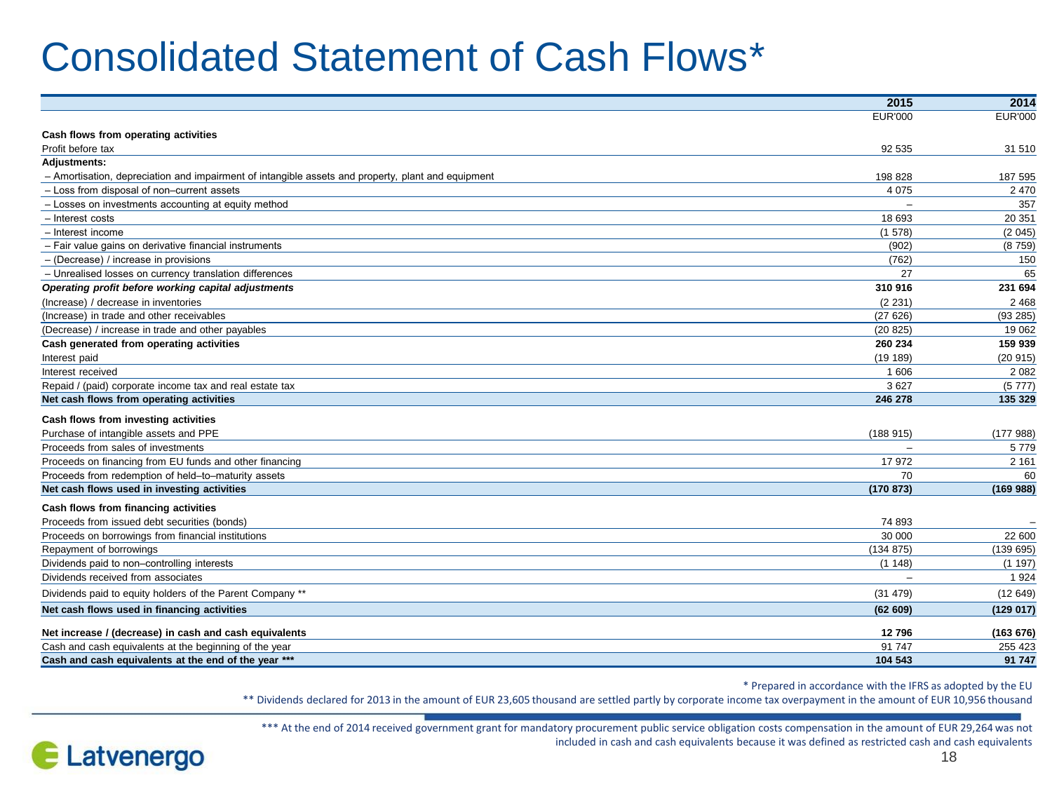# Consolidated Statement of Cash Flows*

| | 2015 | 2014 |
|---|---|---|
| | EUR'000 | EUR'000 |
| **Cash flows from operating activities** | | |
| Profit before tax | 92 535 | 31 510 |
| **Adjustments:** | | |
| – Amortisation, depreciation and impairment of intangible assets and property, plant and equipment | 198 828 | 187 595 |
| – Loss from disposal of non–current assets | 4 075 | 2 470 |
| – Losses on investments accounting at equity method | – | 357 |
| – Interest costs | 18 693 | 20 351 |
| – Interest income | (1 578) | (2 045) |
| – Fair value gains on derivative financial instruments | (902) | (8 759) |
| – (Decrease) / increase in provisions | (762) | 150 |
| – Unrealised losses on currency translation differences | 27 | 65 |
| ***Operating profit before working capital adjustments*** | **310 916** | **231 694** |
| (Increase) / decrease in inventories | (2 231) | 2 468 |
| (Increase) in trade and other receivables | (27 626) | (93 285) |
| (Decrease) / increase in trade and other payables | (20 825) | 19 062 |
| **Cash generated from operating activities** | **260 234** | **159 939** |
| Interest paid | (19 189) | (20 915) |
| Interest received | 1 606 | 2 082 |
| Repaid / (paid) corporate income tax and real estate tax | 3 627 | (5 777) |
| **Net cash flows from operating activities** | **246 278** | **135 329** |
| **Cash flows from investing activities** | | |
| Purchase of intangible assets and PPE | (188 915) | (177 988) |
| Proceeds from sales of investments | – | 5 779 |
| Proceeds on financing from EU funds and other financing | 17 972 | 2 161 |
| Proceeds from redemption of held–to–maturity assets | 70 | 60 |
| **Net cash flows used in investing activities** | **(170 873)** | **(169 988)** |
| **Cash flows from financing activities** | | |
| Proceeds from issued debt securities (bonds) | 74 893 | – |
| Proceeds on borrowings from financial institutions | 30 000 | 22 600 |
| Repayment of borrowings | (134 875) | (139 695) |
| Dividends paid to non–controlling interests | (1 148) | (1 197) |
| Dividends received from associates | – | 1 924 |
| Dividends paid to equity holders of the Parent Company ** | (31 479) | (12 649) |
| **Net cash flows used in financing activities** | **(62 609)** | **(129 017)** |
| **Net increase / (decrease) in cash and cash equivalents** | **12 796** | **(163 676)** |
| Cash and cash equivalents at the beginning of the year | 91 747 | 255 423 |
| **Cash and cash equivalents at the end of the year \*\*\*** | **104 543** | **91 747** |

\* Prepared in accordance with the IFRS as adopted by the EU

\*\* Dividends declared for 2013 in the amount of EUR 23,605 thousand are settled partly by corporate income tax overpayment in the amount of EUR 10,956 thousand

\*\*\* At the end of 2014 received government grant for mandatory procurement public service obligation costs compensation in the amount of EUR 29,264 was not included in cash and cash equivalents because it was defined as restricted cash and cash equivalents